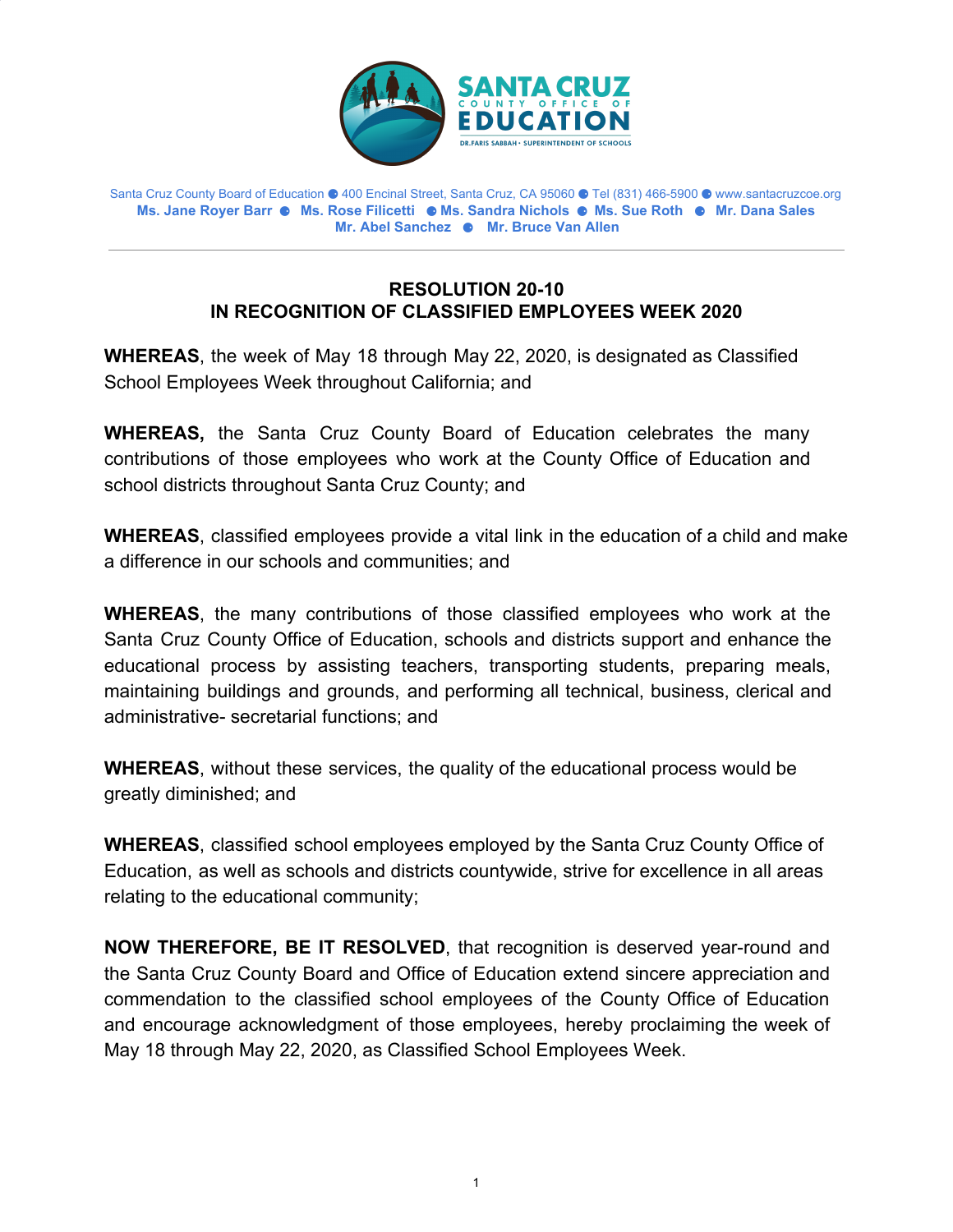SANTA CRUZ COUNTY OFFICE OF EDUCATION

DR.FARIS SABBAH • SUPERINTENDENT OF SCHOOLS

Santa Cruz County Board of Education ● 400 Encinal Street, Santa Cruz, CA 95060 ● Tel (831) 466-5900 ● www.santacruzcoe.org

**Ms. Jane Royer Barr ● Ms. Rose Filicetti ● Ms. Sandra Nichols ● Ms. Sue Roth ● Mr. Dana Sales**
**Mr. Abel Sanchez ● Mr. Bruce Van Allen**

---

## RESOLUTION 20-10
## IN RECOGNITION OF CLASSIFIED EMPLOYEES WEEK 2020

**WHEREAS**, the week of May 18 through May 22, 2020, is designated as Classified School Employees Week throughout California; and

**WHEREAS,** the Santa Cruz County Board of Education celebrates the many contributions of those employees who work at the County Office of Education and school districts throughout Santa Cruz County; and

**WHEREAS**, classified employees provide a vital link in the education of a child and make a difference in our schools and communities; and

**WHEREAS**, the many contributions of those classified employees who work at the Santa Cruz County Office of Education, schools and districts support and enhance the educational process by assisting teachers, transporting students, preparing meals, maintaining buildings and grounds, and performing all technical, business, clerical and administrative- secretarial functions; and

**WHEREAS**, without these services, the quality of the educational process would be greatly diminished; and

**WHEREAS**, classified school employees employed by the Santa Cruz County Office of Education, as well as schools and districts countywide, strive for excellence in all areas relating to the educational community;

**NOW THEREFORE, BE IT RESOLVED**, that recognition is deserved year-round and the Santa Cruz County Board and Office of Education extend sincere appreciation and commendation to the classified school employees of the County Office of Education and encourage acknowledgment of those employees, hereby proclaiming the week of May 18 through May 22, 2020, as Classified School Employees Week.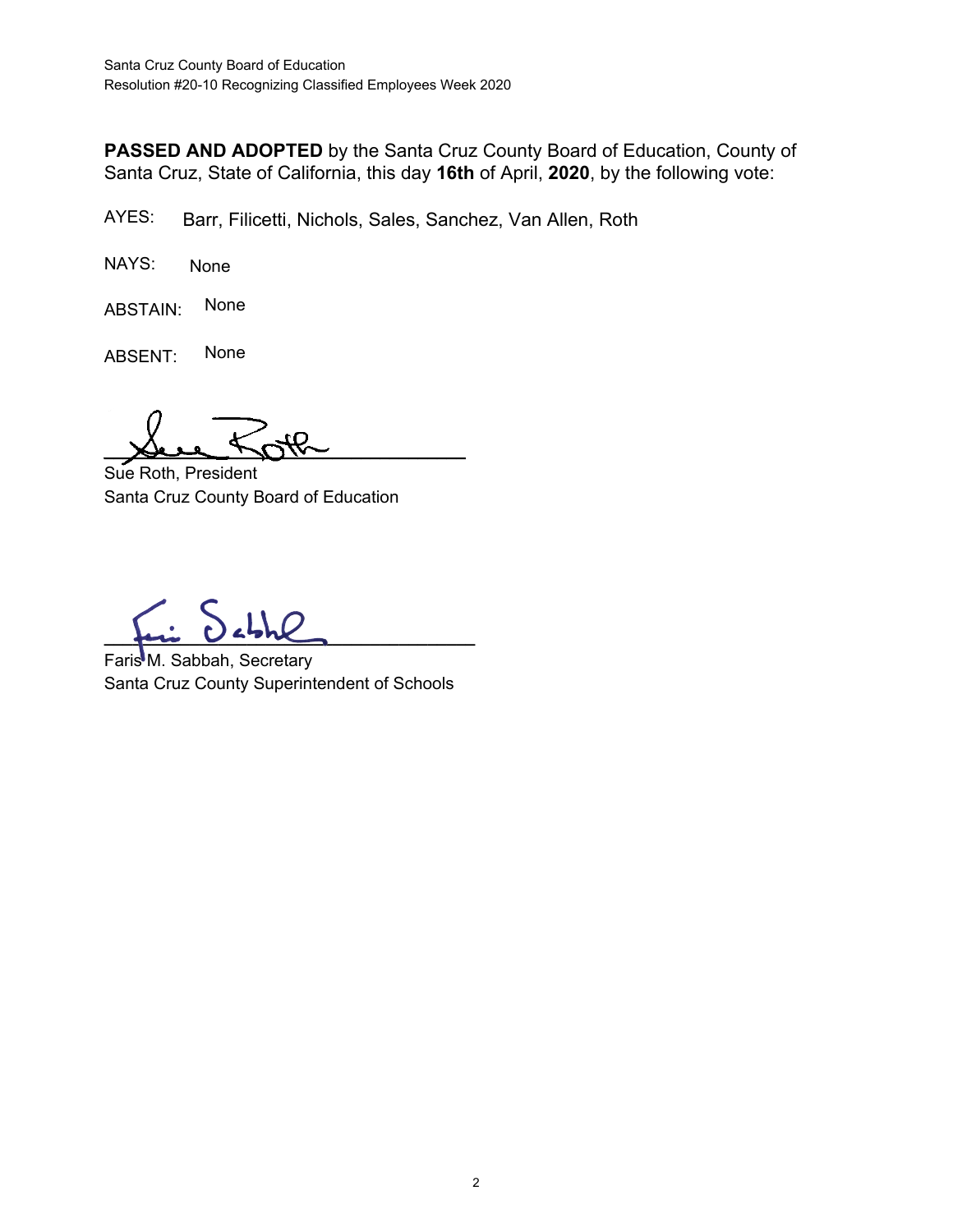**PASSED AND ADOPTED** by the Santa Cruz County Board of Education, County of Santa Cruz, State of California, this day **16th** of April, **2020**, by the following vote:

AYES: Barr, Filicetti, Nichols, Sales, Sanchez, Van Allen, Roth

NAYS: None

ABSTAIN: None

ABSENT: None

\_\_\_\_\_\_\_\_\_\_\_\_\_\_\_\_\_\_\_\_\_\_\_\_\_\_\_\_\_\_\_\_\_\_\_\_

Sue Roth, President
Santa Cruz County Board of Education

\_\_\_\_\_\_\_\_\_\_\_\_\_\_\_\_\_\_\_\_\_\_\_\_\_\_\_\_\_\_\_\_\_\_\_\_

Faris M. Sabbah, Secretary
Santa Cruz County Superintendent of Schools